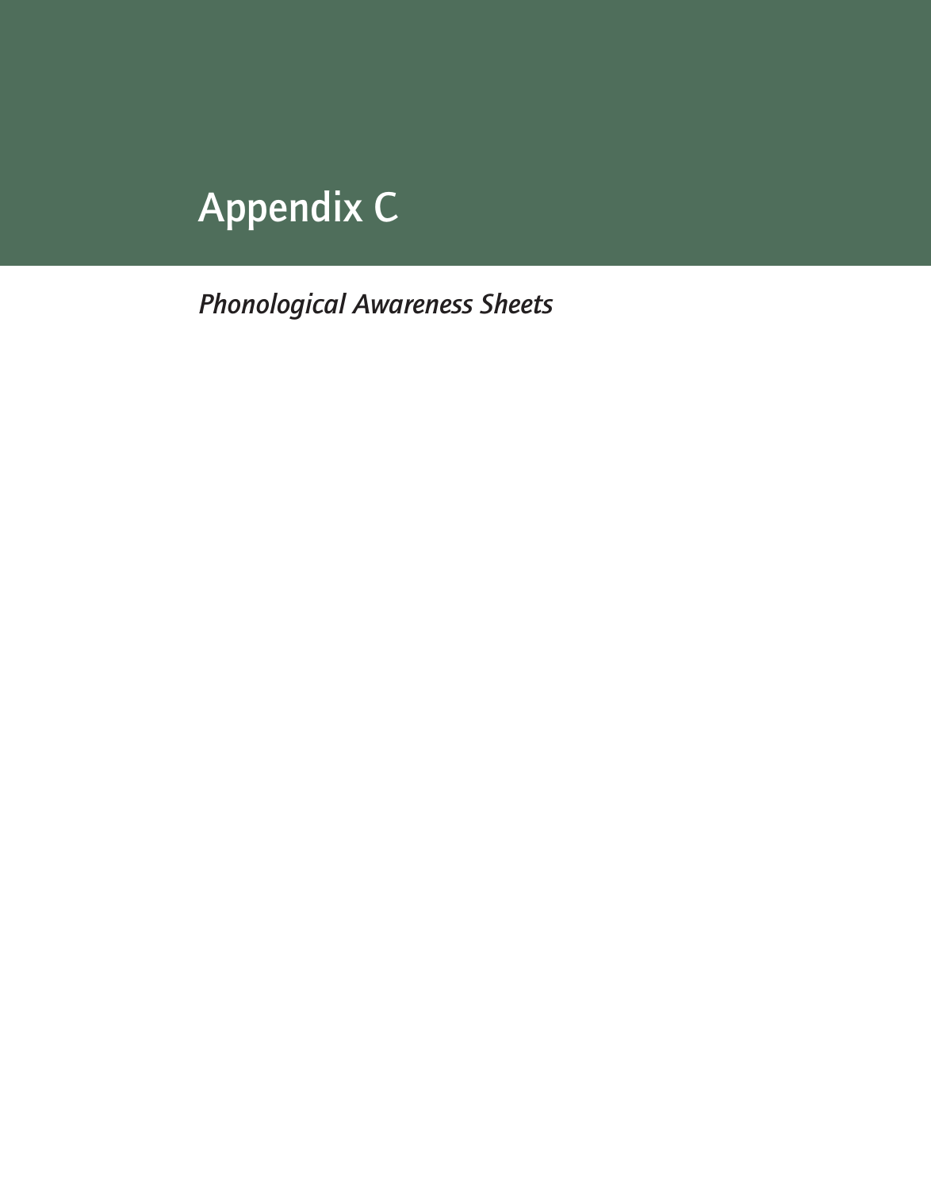# Appendix C

*Phonological Awareness Sheets*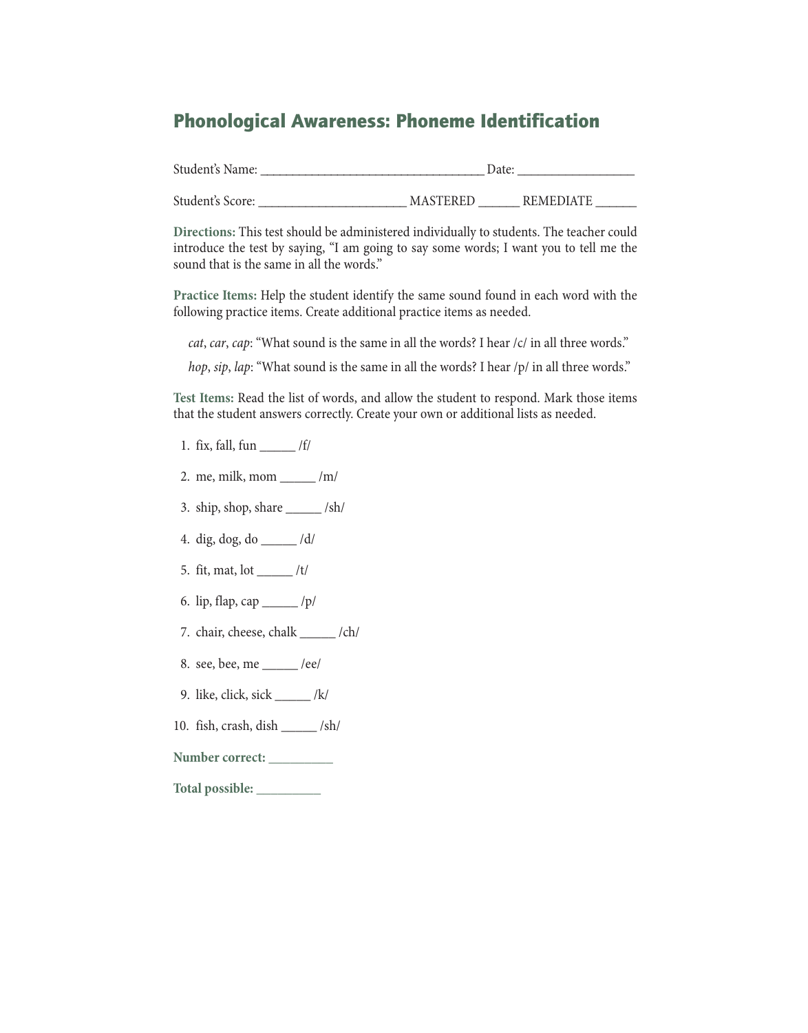# Phonological Awareness: Phoneme Identification

Student's Name: ___________________________________ Date: __________________

Student's Score: _______________________ MASTERED ______ REMEDIATE ______

**Directions:** This test should be administered individually to students. The teacher could introduce the test by saying, "I am going to say some words; I want you to tell me the sound that is the same in all the words."

**Practice Items:** Help the student identify the same sound found in each word with the following practice items. Create additional practice items as needed.

*cat*, *car*, *cap*: "What sound is the same in all the words? I hear /c/ in all three words."

*hop*, *sip*, *lap*: "What sound is the same in all the words? I hear /p/ in all three words."

**Test Items:** Read the list of words, and allow the student to respond. Mark those items that the student answers correctly. Create your own or additional lists as needed.

1. fix, fall, fun _____ /f/
2. me, milk, mom _____ /m/
3. ship, shop, share _____ /sh/
4. dig, dog, do _____ /d/
5. fit, mat, lot _____ /t/
6. lip, flap, cap _____ /p/
7. chair, cheese, chalk _____ /ch/
8. see, bee, me _____ /ee/
9. like, click, sick _____ /k/
10. fish, crash, dish _____ /sh/

**Number correct:** _________

**Total possible:** _________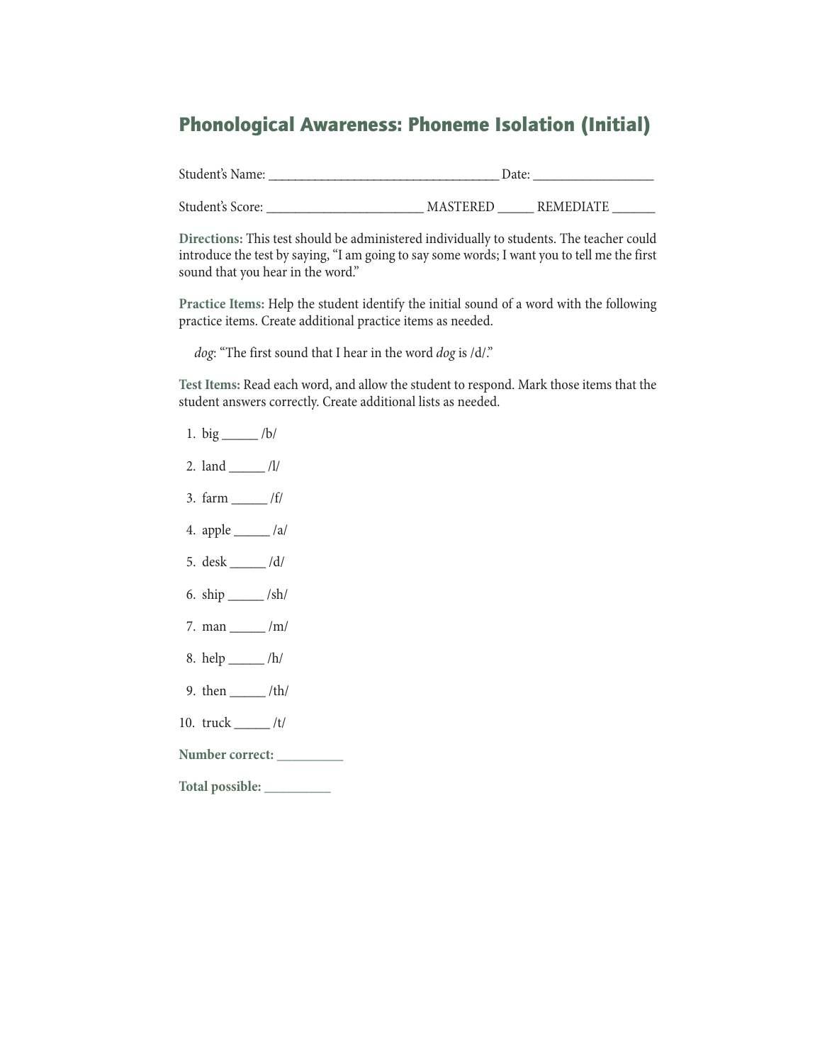# Phonological Awareness: Phoneme Isolation (Initial)

Student's Name: ___________________________________ Date: __________________

Student's Score: ________________________ MASTERED ______ REMEDIATE _______

**Directions:** This test should be administered individually to students. The teacher could introduce the test by saying, "I am going to say some words; I want you to tell me the first sound that you hear in the word."

**Practice Items:** Help the student identify the initial sound of a word with the following practice items. Create additional practice items as needed.

*dog*: "The first sound that I hear in the word *dog* is /d/."

**Test Items:** Read each word, and allow the student to respond. Mark those items that the student answers correctly. Create additional lists as needed.

1. big ______ /b/
2. land ______ /l/
3. farm ______ /f/
4. apple ______ /a/
5. desk ______ /d/
6. ship ______ /sh/
7. man ______ /m/
8. help ______ /h/
9. then ______ /th/
10. truck ______ /t/

**Number correct:** __________

**Total possible:** __________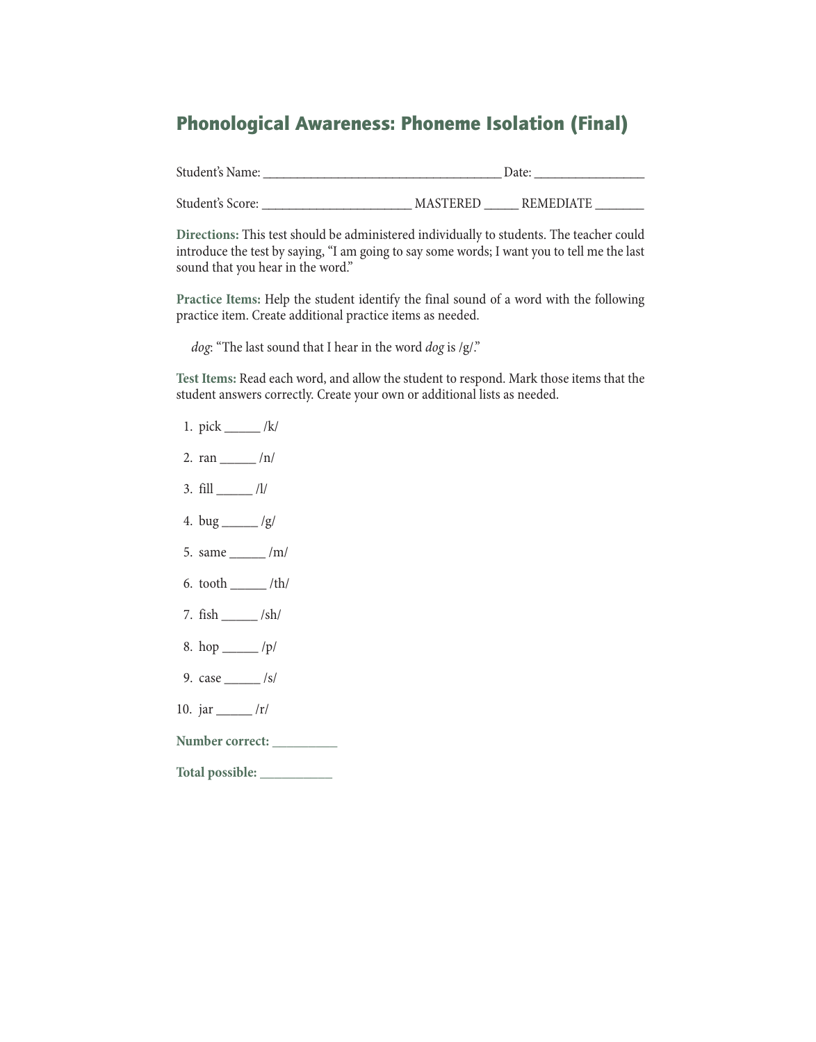# Phonological Awareness: Phoneme Isolation (Final)

Student's Name: ________________________________ Date: ______________

Student's Score: ____________________ MASTERED _____ REMEDIATE _______

**Directions:** This test should be administered individually to students. The teacher could introduce the test by saying, "I am going to say some words; I want you to tell me the last sound that you hear in the word."

**Practice Items:** Help the student identify the final sound of a word with the following practice item. Create additional practice items as needed.

*dog*: "The last sound that I hear in the word *dog* is /g/."

**Test Items:** Read each word, and allow the student to respond. Mark those items that the student answers correctly. Create your own or additional lists as needed.

1. pick _____ /k/
2. ran _____ /n/
3. fill _____ /l/
4. bug _____ /g/
5. same _____ /m/
6. tooth _____ /th/
7. fish _____ /sh/
8. hop _____ /p/
9. case _____ /s/
10. jar _____ /r/

**Number correct:** _________

**Total possible:** __________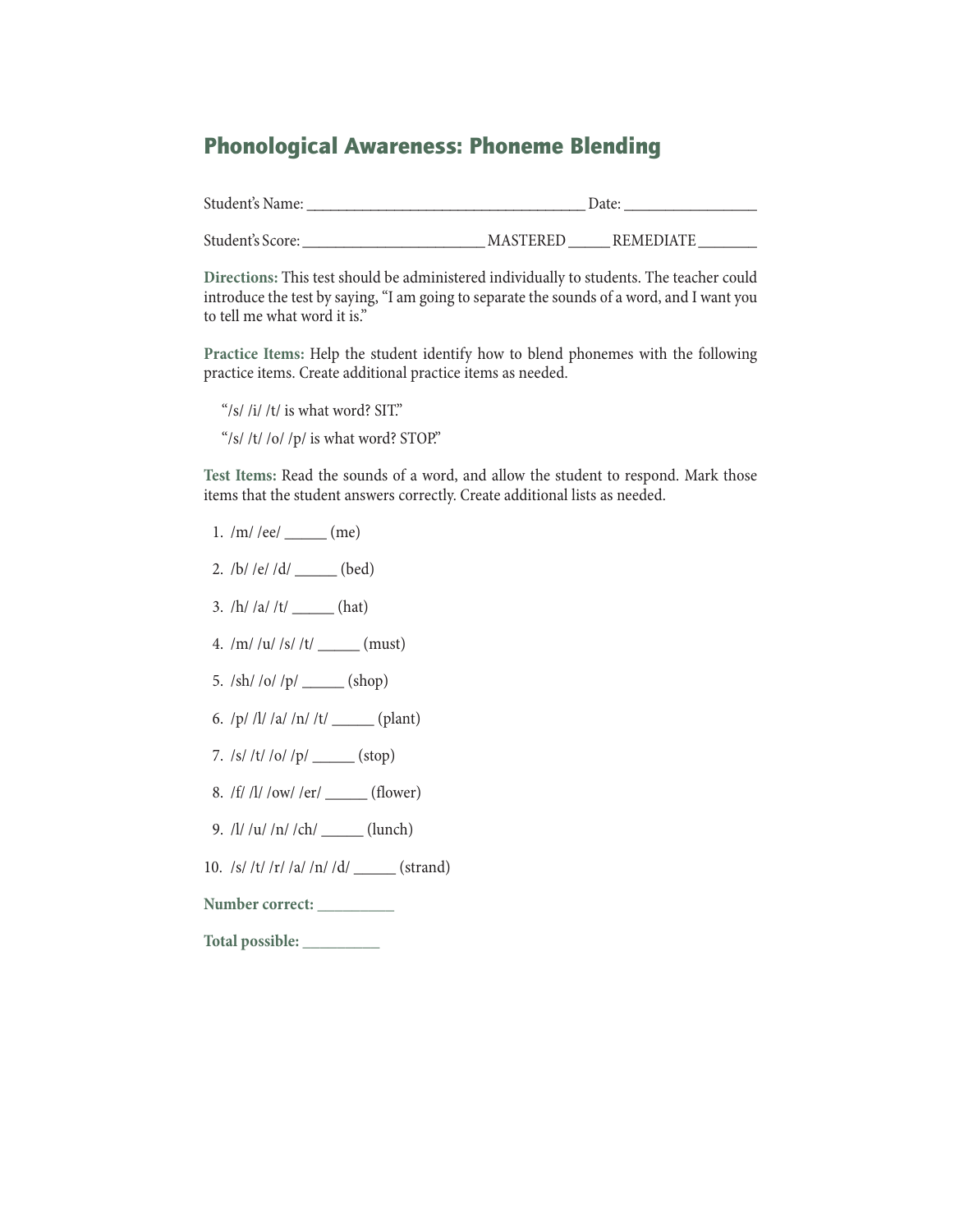## Phonological Awareness: Phoneme Blending

Student's Name: ____________________________________ Date: _________________

Student's Score: ________________________ MASTERED _____ REMEDIATE ________

**Directions:** This test should be administered individually to students. The teacher could introduce the test by saying, "I am going to separate the sounds of a word, and I want you to tell me what word it is."

**Practice Items:** Help the student identify how to blend phonemes with the following practice items. Create additional practice items as needed.

"/s/ /i/ /t/ is what word? SIT."

"/s/ /t/ /o/ /p/ is what word? STOP."

**Test Items:** Read the sounds of a word, and allow the student to respond. Mark those items that the student answers correctly. Create additional lists as needed.

1. /m/ /ee/ ______ (me)
2. /b/ /e/ /d/ ______ (bed)
3. /h/ /a/ /t/ ______ (hat)
4. /m/ /u/ /s/ /t/ ______ (must)
5. /sh/ /o/ /p/ ______ (shop)
6. /p/ /l/ /a/ /n/ /t/ ______ (plant)
7. /s/ /t/ /o/ /p/ ______ (stop)
8. /f/ /l/ /ow/ /er/ ______ (flower)
9. /l/ /u/ /n/ /ch/ ______ (lunch)
10. /s/ /t/ /r/ /a/ /n/ /d/ ______ (strand)

**Number correct:** __________

**Total possible:** __________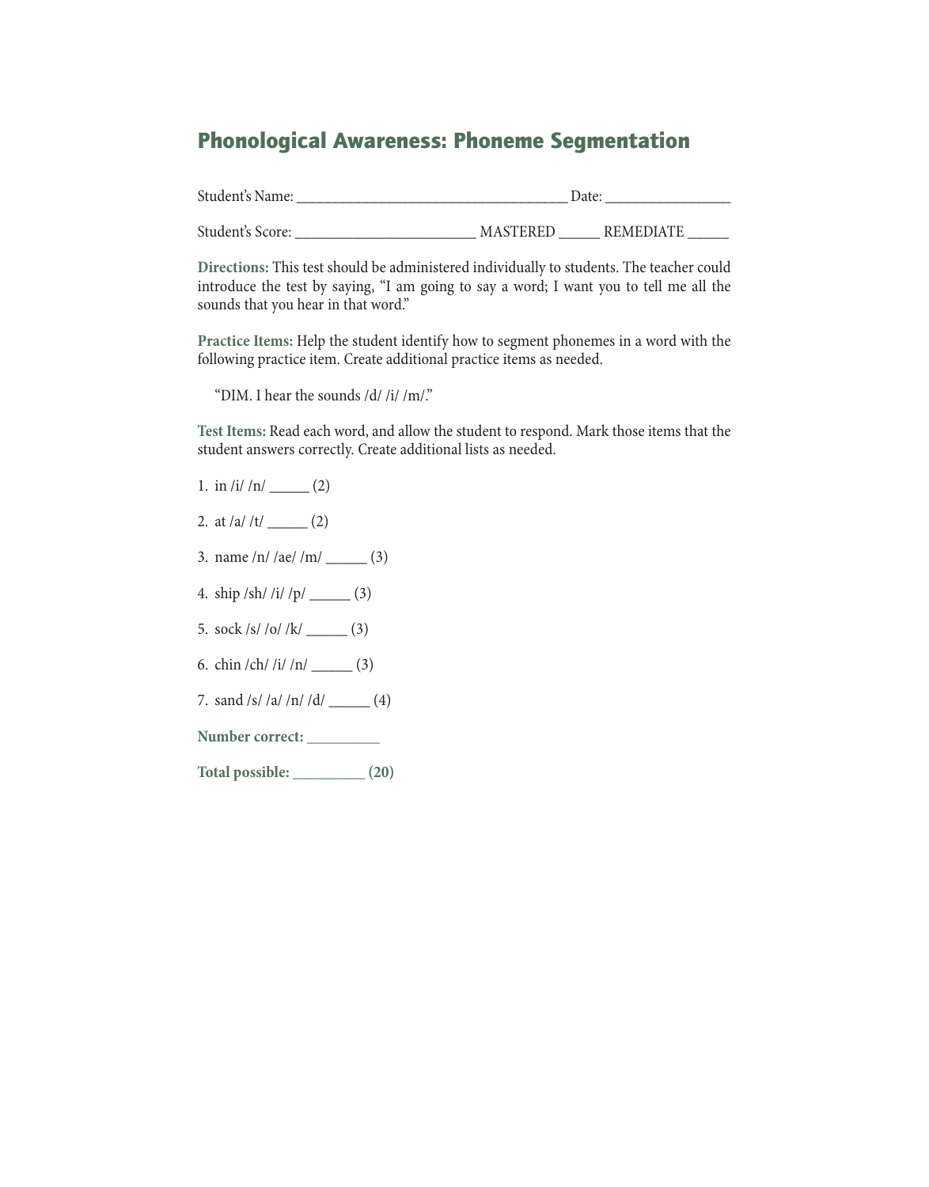# Phonological Awareness: Phoneme Segmentation

Student's Name: ___________________________________ Date: ________________

Student's Score: ________________________ MASTERED _____ REMEDIATE _____

**Directions:** This test should be administered individually to students. The teacher could introduce the test by saying, "I am going to say a word; I want you to tell me all the sounds that you hear in that word."

**Practice Items:** Help the student identify how to segment phonemes in a word with the following practice item. Create additional practice items as needed.

"DIM. I hear the sounds /d/ /i/ /m/."

**Test Items:** Read each word, and allow the student to respond. Mark those items that the student answers correctly. Create additional lists as needed.

1. in /i/ /n/ _____ (2)
2. at /a/ /t/ _____ (2)
3. name /n/ /ae/ /m/ _____ (3)
4. ship /sh/ /i/ /p/ _____ (3)
5. sock /s/ /o/ /k/ _____ (3)
6. chin /ch/ /i/ /n/ _____ (3)
7. sand /s/ /a/ /n/ /d/ _____ (4)

**Number correct: _________**

**Total possible: _________ (20)**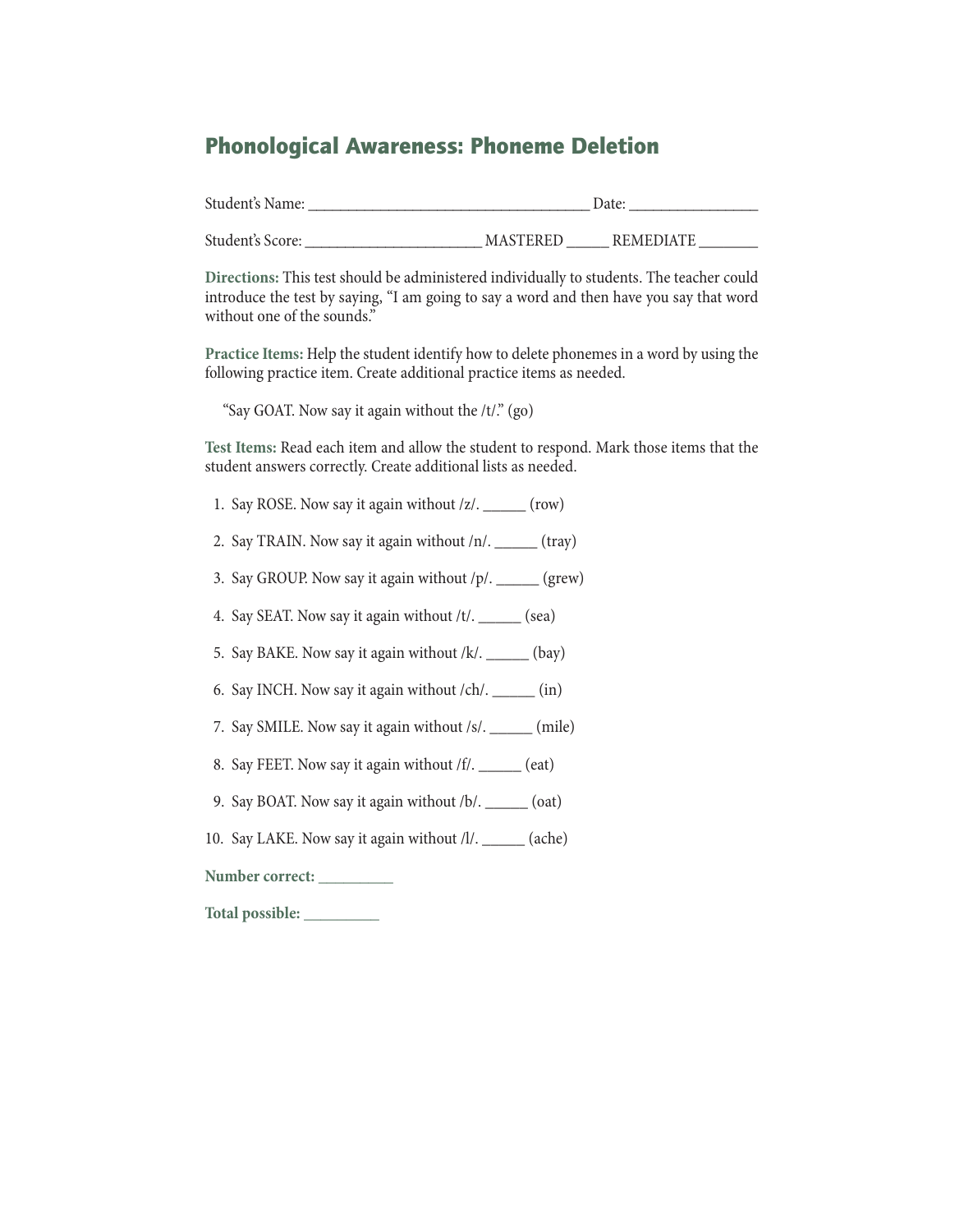# Phonological Awareness: Phoneme Deletion

Student's Name: ____________________________________ Date: ________________

Student's Score: ______________________ MASTERED _____ REMEDIATE ________

**Directions:** This test should be administered individually to students. The teacher could introduce the test by saying, "I am going to say a word and then have you say that word without one of the sounds."

**Practice Items:** Help the student identify how to delete phonemes in a word by using the following practice item. Create additional practice items as needed.

"Say GOAT. Now say it again without the /t/." (go)

**Test Items:** Read each item and allow the student to respond. Mark those items that the student answers correctly. Create additional lists as needed.

1. Say ROSE. Now say it again without /z/. ______ (row)
2. Say TRAIN. Now say it again without /n/. ______ (tray)
3. Say GROUP. Now say it again without /p/. ______ (grew)
4. Say SEAT. Now say it again without /t/. ______ (sea)
5. Say BAKE. Now say it again without /k/. ______ (bay)
6. Say INCH. Now say it again without /ch/. ______ (in)
7. Say SMILE. Now say it again without /s/. ______ (mile)
8. Say FEET. Now say it again without /f/. ______ (eat)
9. Say BOAT. Now say it again without /b/. ______ (oat)
10. Say LAKE. Now say it again without /l/. ______ (ache)

**Number correct:** __________

**Total possible:** __________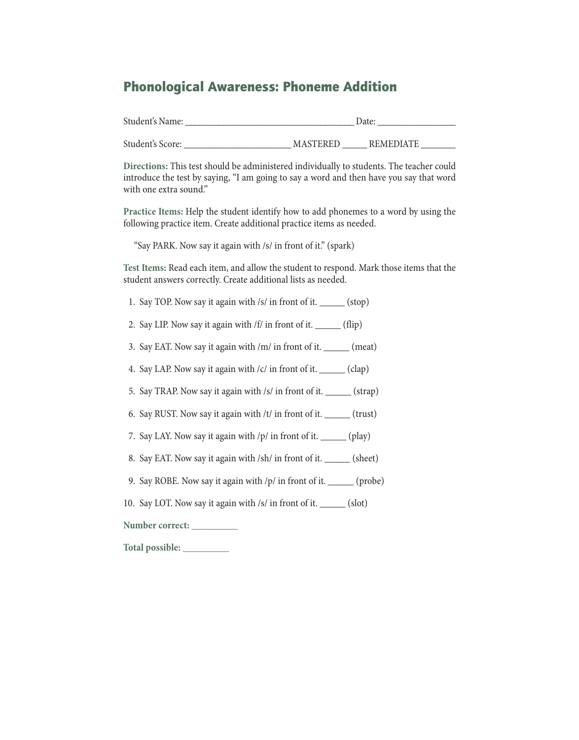## Phonological Awareness: Phoneme Addition

Student's Name: ___________________________________ Date: ________________

Student's Score: ______________________ MASTERED _____ REMEDIATE _______

**Directions:** This test should be administered individually to students. The teacher could introduce the test by saying, "I am going to say a word and then have you say that word with one extra sound."

**Practice Items:** Help the student identify how to add phonemes to a word by using the following practice item. Create additional practice items as needed.

"Say PARK. Now say it again with /s/ in front of it." (spark)

**Test Items:** Read each item, and allow the student to respond. Mark those items that the student answers correctly. Create additional lists as needed.

1. Say TOP. Now say it again with /s/ in front of it. _____ (stop)
2. Say LIP. Now say it again with /f/ in front of it. _____ (flip)
3. Say EAT. Now say it again with /m/ in front of it. _____ (meat)
4. Say LAP. Now say it again with /c/ in front of it. _____ (clap)
5. Say TRAP. Now say it again with /s/ in front of it. _____ (strap)
6. Say RUST. Now say it again with /t/ in front of it. _____ (trust)
7. Say LAY. Now say it again with /p/ in front of it. _____ (play)
8. Say EAT. Now say it again with /sh/ in front of it. _____ (sheet)
9. Say ROBE. Now say it again with /p/ in front of it. _____ (probe)
10. Say LOT. Now say it again with /s/ in front of it. _____ (slot)

**Number correct:** _________

**Total possible:** _________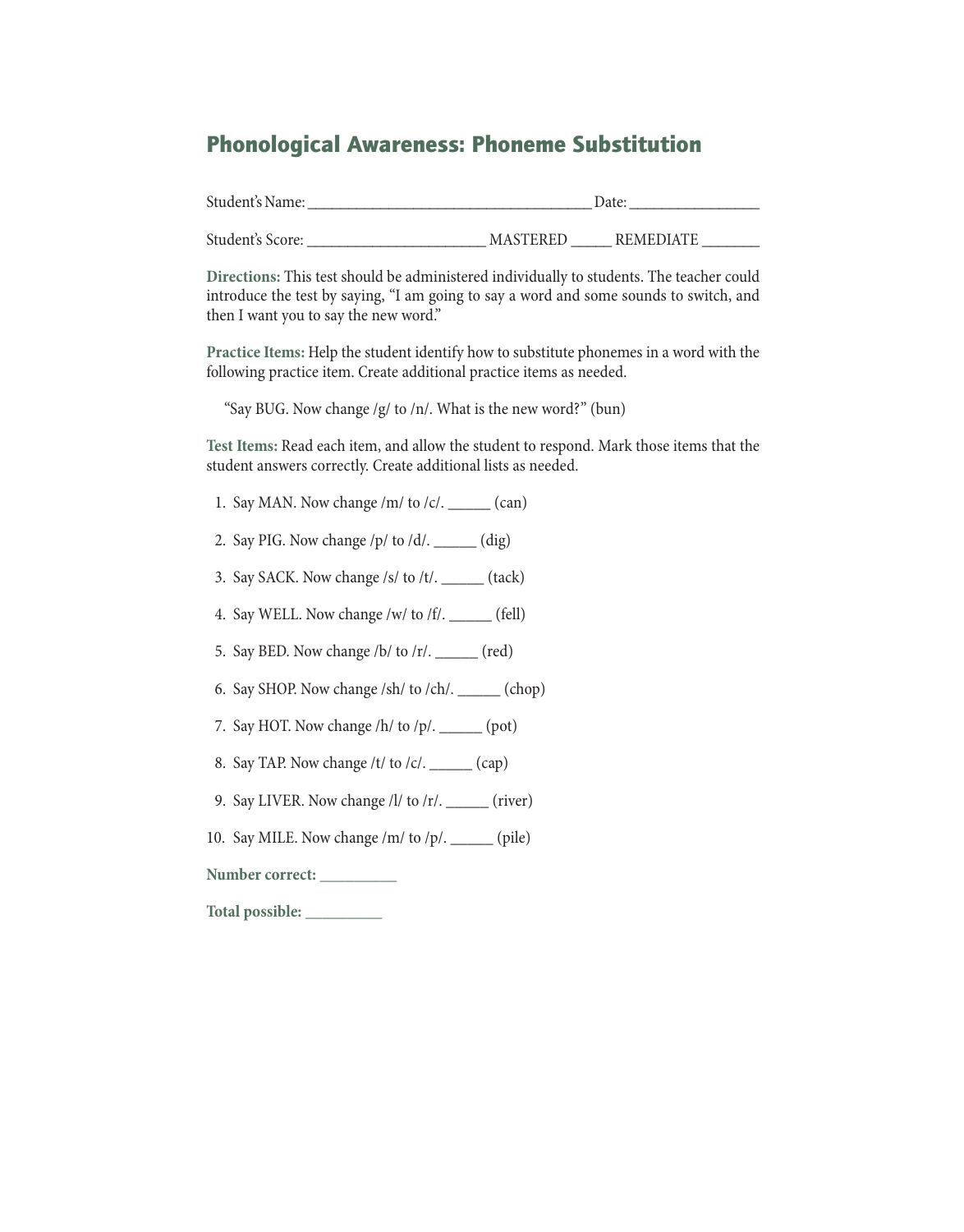## Phonological Awareness: Phoneme Substitution

Student's Name: ___________________________________ Date: ________________

Student's Score: ______________________ MASTERED _____ REMEDIATE _______

**Directions:** This test should be administered individually to students. The teacher could introduce the test by saying, "I am going to say a word and some sounds to switch, and then I want you to say the new word."

**Practice Items:** Help the student identify how to substitute phonemes in a word with the following practice item. Create additional practice items as needed.

"Say BUG. Now change /g/ to /n/. What is the new word?" (bun)

**Test Items:** Read each item, and allow the student to respond. Mark those items that the student answers correctly. Create additional lists as needed.

1. Say MAN. Now change /m/ to /c/. ______ (can)
2. Say PIG. Now change /p/ to /d/. ______ (dig)
3. Say SACK. Now change /s/ to /t/. ______ (tack)
4. Say WELL. Now change /w/ to /f/. ______ (fell)
5. Say BED. Now change /b/ to /r/. ______ (red)
6. Say SHOP. Now change /sh/ to /ch/. ______ (chop)
7. Say HOT. Now change /h/ to /p/. ______ (pot)
8. Say TAP. Now change /t/ to /c/. ______ (cap)
9. Say LIVER. Now change /l/ to /r/. ______ (river)
10. Say MILE. Now change /m/ to /p/. ______ (pile)

**Number correct:** __________

**Total possible:** __________